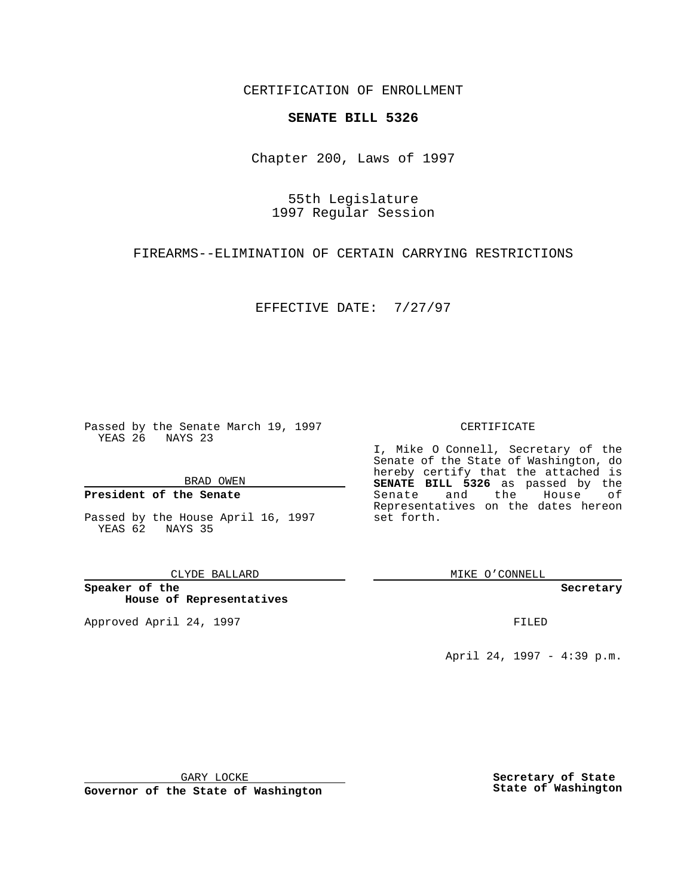CERTIFICATION OF ENROLLMENT

**SENATE BILL 5326**

Chapter 200, Laws of 1997

55th Legislature
1997 Regular Session

FIREARMS--ELIMINATION OF CERTAIN CARRYING RESTRICTIONS

EFFECTIVE DATE: 7/27/97

Passed by the Senate March 19, 1997
YEAS 26 NAYS 23

BRAD OWEN

**President of the Senate**

Passed by the House April 16, 1997
YEAS 62 NAYS 35

CLYDE BALLARD

**Speaker of the House of Representatives**

Approved April 24, 1997

GARY LOCKE

**Governor of the State of Washington**

CERTIFICATE

I, Mike O Connell, Secretary of the Senate of the State of Washington, do hereby certify that the attached is **SENATE BILL 5326** as passed by the Senate and the House of Representatives on the dates hereon set forth.

MIKE O'CONNELL

**Secretary**

FILED

April 24, 1997 - 4:39 p.m.

**Secretary of State State of Washington**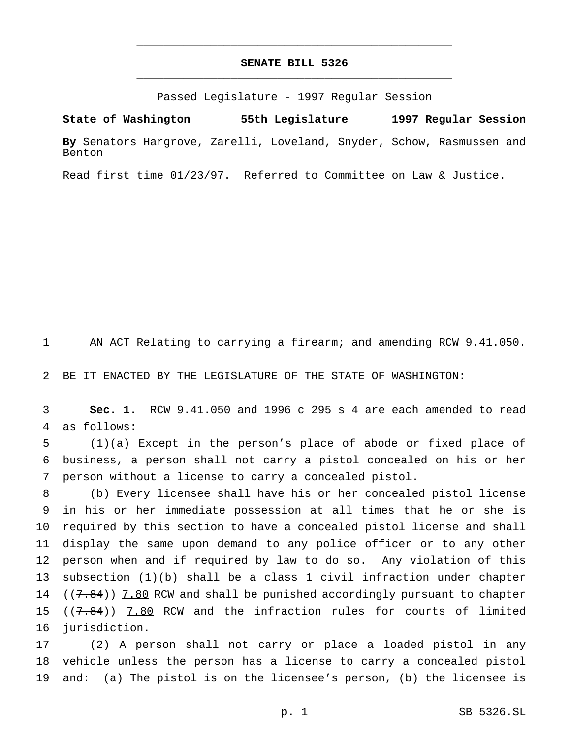# SENATE BILL 5326

Passed Legislature - 1997 Regular Session

**State of Washington 55th Legislature 1997 Regular Session**

**By** Senators Hargrove, Zarelli, Loveland, Snyder, Schow, Rasmussen and Benton

Read first time 01/23/97. Referred to Committee on Law & Justice.

AN ACT Relating to carrying a firearm; and amending RCW 9.41.050.

BE IT ENACTED BY THE LEGISLATURE OF THE STATE OF WASHINGTON:

**Sec. 1.** RCW 9.41.050 and 1996 c 295 s 4 are each amended to read as follows:

(1)(a) Except in the person's place of abode or fixed place of business, a person shall not carry a pistol concealed on his or her person without a license to carry a concealed pistol.

(b) Every licensee shall have his or her concealed pistol license in his or her immediate possession at all times that he or she is required by this section to have a concealed pistol license and shall display the same upon demand to any police officer or to any other person when and if required by law to do so. Any violation of this subsection (1)(b) shall be a class 1 civil infraction under chapter ((~~7.84~~)) <u>7.80</u> RCW and shall be punished accordingly pursuant to chapter ((~~7.84~~)) <u>7.80</u> RCW and the infraction rules for courts of limited jurisdiction.

(2) A person shall not carry or place a loaded pistol in any vehicle unless the person has a license to carry a concealed pistol and: (a) The pistol is on the licensee's person, (b) the licensee is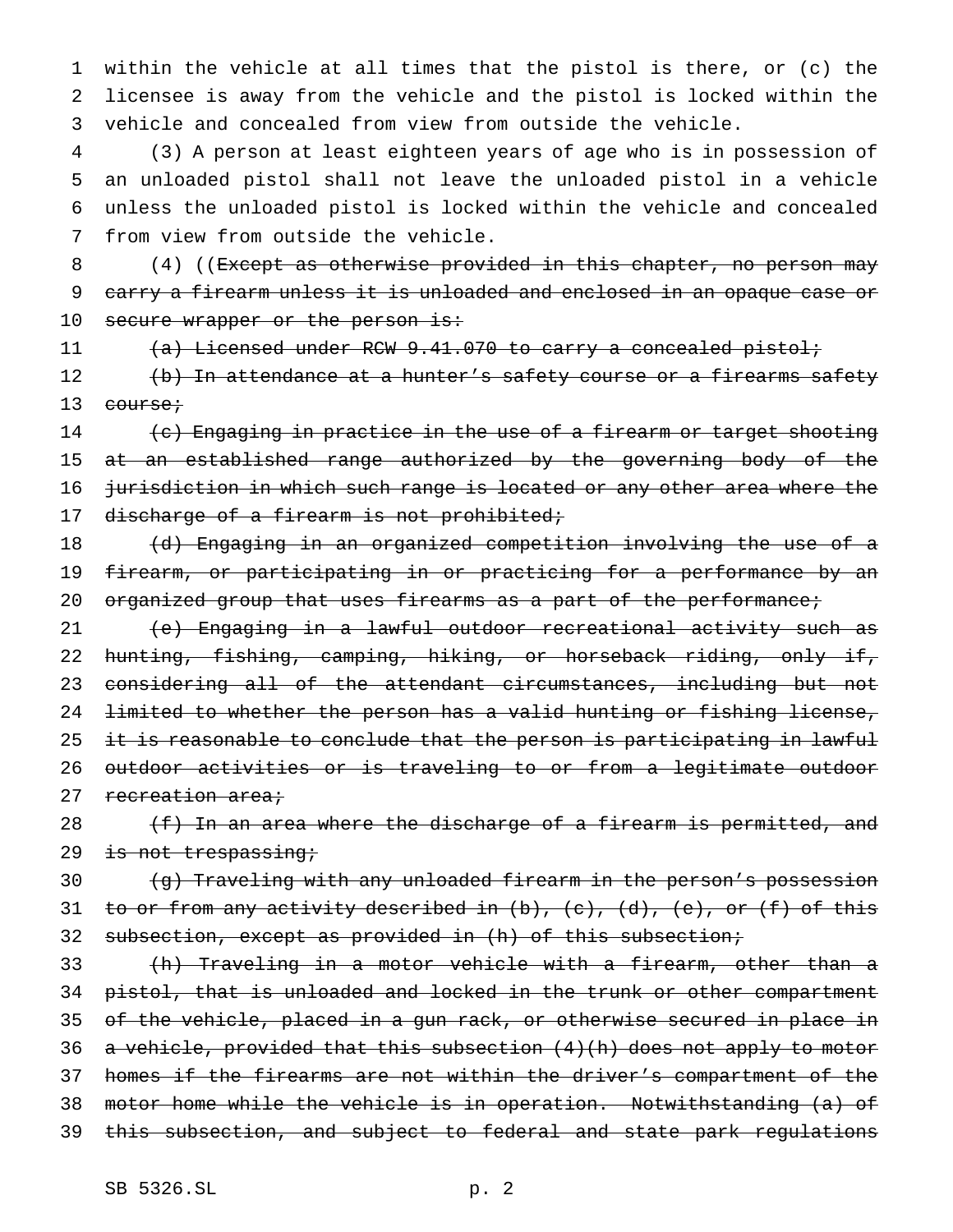within the vehicle at all times that the pistol is there, or (c) the licensee is away from the vehicle and the pistol is locked within the vehicle and concealed from view from outside the vehicle.

(3) A person at least eighteen years of age who is in possession of an unloaded pistol shall not leave the unloaded pistol in a vehicle unless the unloaded pistol is locked within the vehicle and concealed from view from outside the vehicle.

(4) ((~~Except as otherwise provided in this chapter, no person may carry a firearm unless it is unloaded and enclosed in an opaque case or secure wrapper or the person is:~~

~~(a) Licensed under RCW 9.41.070 to carry a concealed pistol;~~

~~(b) In attendance at a hunter's safety course or a firearms safety course;~~

~~(c) Engaging in practice in the use of a firearm or target shooting at an established range authorized by the governing body of the jurisdiction in which such range is located or any other area where the discharge of a firearm is not prohibited;~~

~~(d) Engaging in an organized competition involving the use of a firearm, or participating in or practicing for a performance by an organized group that uses firearms as a part of the performance;~~

~~(e) Engaging in a lawful outdoor recreational activity such as hunting, fishing, camping, hiking, or horseback riding, only if, considering all of the attendant circumstances, including but not limited to whether the person has a valid hunting or fishing license, it is reasonable to conclude that the person is participating in lawful outdoor activities or is traveling to or from a legitimate outdoor recreation area;~~

~~(f) In an area where the discharge of a firearm is permitted, and is not trespassing;~~

~~(g) Traveling with any unloaded firearm in the person's possession to or from any activity described in (b), (c), (d), (e), or (f) of this subsection, except as provided in (h) of this subsection;~~

~~(h) Traveling in a motor vehicle with a firearm, other than a pistol, that is unloaded and locked in the trunk or other compartment of the vehicle, placed in a gun rack, or otherwise secured in place in a vehicle, provided that this subsection (4)(h) does not apply to motor homes if the firearms are not within the driver's compartment of the motor home while the vehicle is in operation. Notwithstanding (a) of this subsection, and subject to federal and state park regulations~~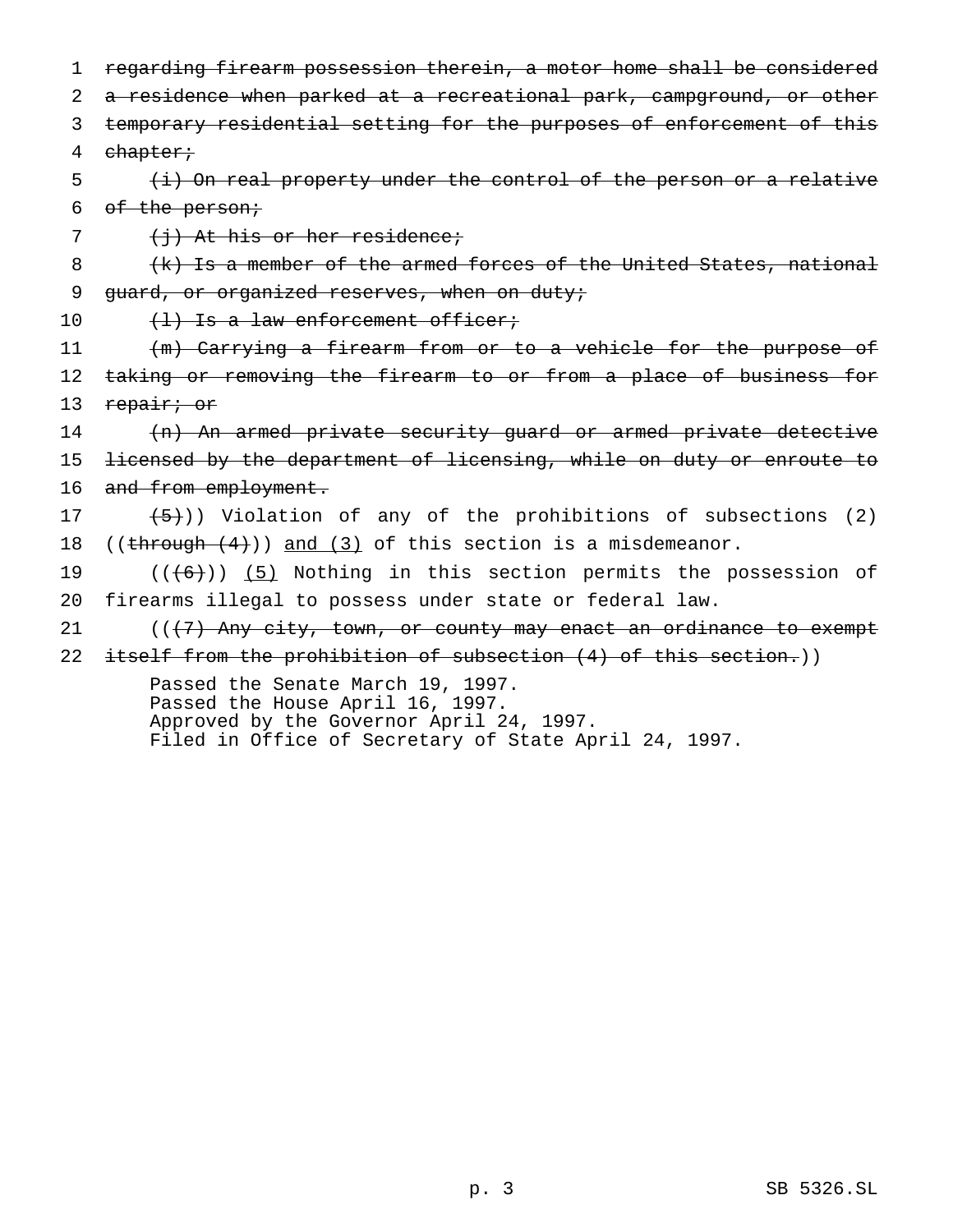~~regarding firearm possession therein, a motor home shall be considered a residence when parked at a recreational park, campground, or other temporary residential setting for the purposes of enforcement of this chapter;~~

~~(i) On real property under the control of the person or a relative of the person;~~

~~(j) At his or her residence;~~

~~(k) Is a member of the armed forces of the United States, national guard, or organized reserves, when on duty;~~

~~(l) Is a law enforcement officer;~~

~~(m) Carrying a firearm from or to a vehicle for the purpose of taking or removing the firearm to or from a place of business for repair; or~~

~~(n) An armed private security guard or armed private detective licensed by the department of licensing, while on duty or enroute to and from employment.~~

~~(5)~~)) Violation of any of the prohibitions of subsections (2) ((~~through (4)~~)) <u>and (3)</u> of this section is a misdemeanor.

((~~(6)~~)) <u>(5)</u> Nothing in this section permits the possession of firearms illegal to possess under state or federal law.

((~~(7) Any city, town, or county may enact an ordinance to exempt itself from the prohibition of subsection (4) of this section.~~))

Passed the Senate March 19, 1997.
Passed the House April 16, 1997.
Approved by the Governor April 24, 1997.
Filed in Office of Secretary of State April 24, 1997.